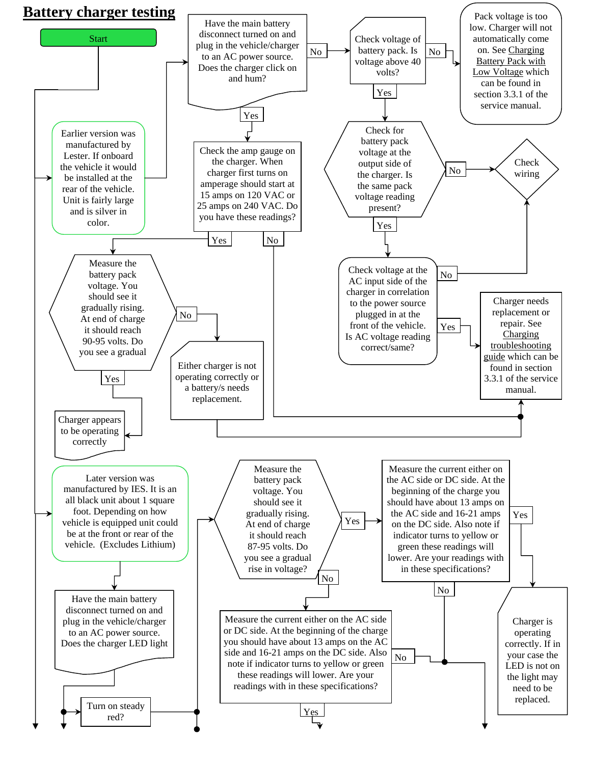# Battery charger testing

Start

Earlier version was manufactured by Lester. If onboard the vehicle it would be installed at the rear of the vehicle. Unit is fairly large and is silver in color.

Have the main battery disconnect turned on and plug in the vehicle/charger to an AC power source. Does the charger click on and hum?

No

Check voltage of battery pack. Is voltage above 40 volts?

No

Pack voltage is too low. Charger will not automatically come on. See Charging Battery Pack with Low Voltage which can be found in section 3.3.1 of the service manual.

Yes

Check for battery pack voltage at the output side of the charger. Is the same pack voltage reading present?

No

Check wiring

Yes

Check voltage at the AC input side of the charger in correlation to the power source plugged in at the front of the vehicle. Is AC voltage reading correct/same?

No

Yes

Charger needs replacement or repair. See Charging troubleshooting guide which can be found in section 3.3.1 of the service manual.

Yes

Check the amp gauge on the charger. When charger first turns on amperage should start at 15 amps on 120 VAC or 25 amps on 240 VAC. Do you have these readings?

Yes

No

Measure the battery pack voltage. You should see it gradually rising. At end of charge it should reach 90-95 volts. Do you see a gradual

No

Either charger is not operating correctly or a battery/s needs replacement.

Yes

Charger appears to be operating correctly

Later version was manufactured by IES. It is an all black unit about 1 square foot. Depending on how vehicle is equipped unit could be at the front or rear of the vehicle. (Excludes Lithium)

Have the main battery disconnect turned on and plug in the vehicle/charger to an AC power source. Does the charger LED light

Turn on steady red?

Measure the battery pack voltage. You should see it gradually rising. At end of charge it should reach 87-95 volts. Do you see a gradual rise in voltage?

Yes

Measure the current either on the AC side or DC side. At the beginning of the charge you should have about 13 amps on the AC side and 16-21 amps on the DC side. Also note if indicator turns to yellow or green these readings will lower. Are your readings with in these specifications?

Yes

Charger is operating correctly. If in your case the LED is not on the light may need to be replaced.

No

No

Measure the current either on the AC side or DC side. At the beginning of the charge you should have about 13 amps on the AC side and 16-21 amps on the DC side. Also note if indicator turns to yellow or green these readings will lower. Are your readings with in these specifications?

No

Yes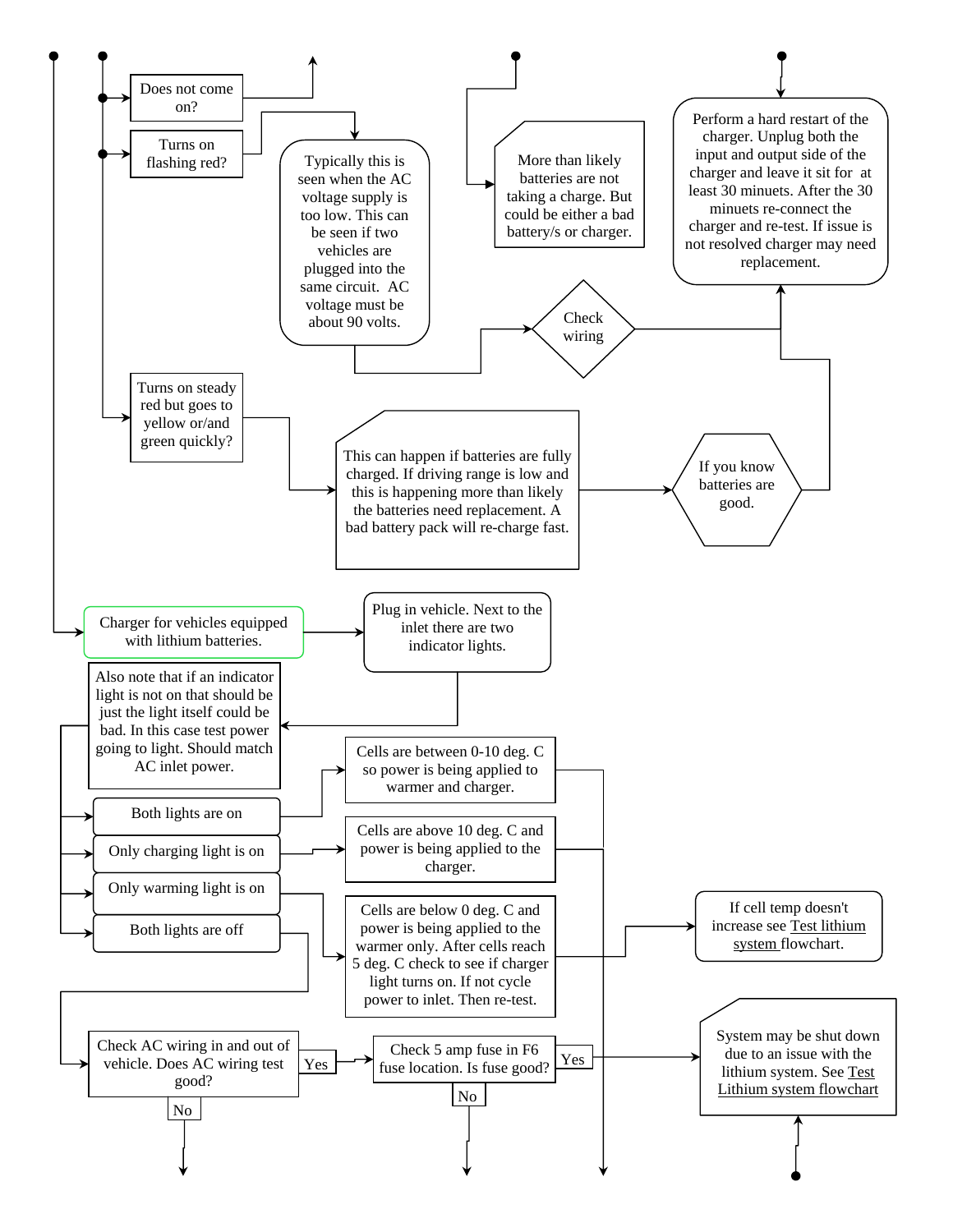Does not come on?

Turns on flashing red?

Typically this is seen when the AC voltage supply is too low. This can be seen if two vehicles are plugged into the same circuit. AC voltage must be about 90 volts.

More than likely batteries are not taking a charge. But could be either a bad battery/s or charger.

Perform a hard restart of the charger. Unplug both the input and output side of the charger and leave it sit for at least 30 minuets. After the 30 minuets re-connect the charger and re-test. If issue is not resolved charger may need replacement.

Check wiring

Turns on steady red but goes to yellow or/and green quickly?

This can happen if batteries are fully charged. If driving range is low and this is happening more than likely the batteries need replacement. A bad battery pack will re-charge fast.

If you know batteries are good.

Charger for vehicles equipped with lithium batteries.

Plug in vehicle. Next to the inlet there are two indicator lights.

Also note that if an indicator light is not on that should be just the light itself could be bad. In this case test power going to light. Should match AC inlet power.

Both lights are on

Cells are between 0-10 deg. C so power is being applied to warmer and charger.

Only charging light is on

Cells are above 10 deg. C and power is being applied to the charger.

Only warming light is on

Cells are below 0 deg. C and power is being applied to the warmer only. After cells reach 5 deg. C check to see if charger light turns on. If not cycle power to inlet. Then re-test.

If cell temp doesn't increase see Test lithium system flowchart.

Both lights are off

Check AC wiring in and out of vehicle. Does AC wiring test good?

Yes

No

Check 5 amp fuse in F6 fuse location. Is fuse good?

Yes

No

System may be shut down due to an issue with the lithium system. See Test Lithium system flowchart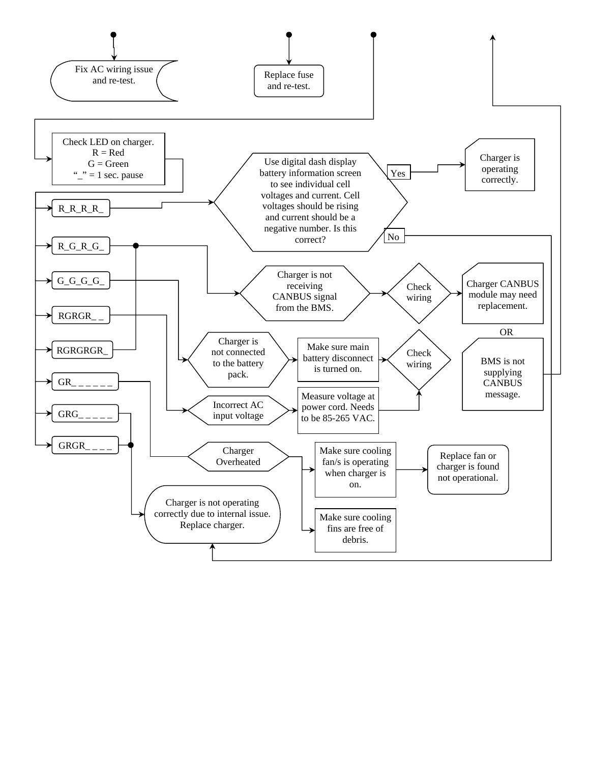Fix AC wiring issue and re-test.

Replace fuse and re-test.

Check LED on charger.
R = Red
G = Green
"_" = 1 sec. pause

R_R_R_R_

Use digital dash display battery information screen to see individual cell voltages and current. Cell voltages should be rising and current should be a negative number. Is this correct?

Yes

Charger is operating correctly.

No

R_G_R_G_

G_G_G_G_

RGRGR_ _

RGRGRGR_

GR_ _ _ _ _ _

GRG_ _ _ _ _

GRGR_ _ _ _

Charger is not receiving CANBUS signal from the BMS.

Check wiring

Charger CANBUS module may need replacement.

OR

BMS is not supplying CANBUS message.

Charger is not connected to the battery pack.

Make sure main battery disconnect is turned on.

Check wiring

Incorrect AC input voltage

Measure voltage at power cord. Needs to be 85-265 VAC.

Charger Overheated

Make sure cooling fan/s is operating when charger is on.

Replace fan or charger is found not operational.

Make sure cooling fins are free of debris.

Charger is not operating correctly due to internal issue. Replace charger.